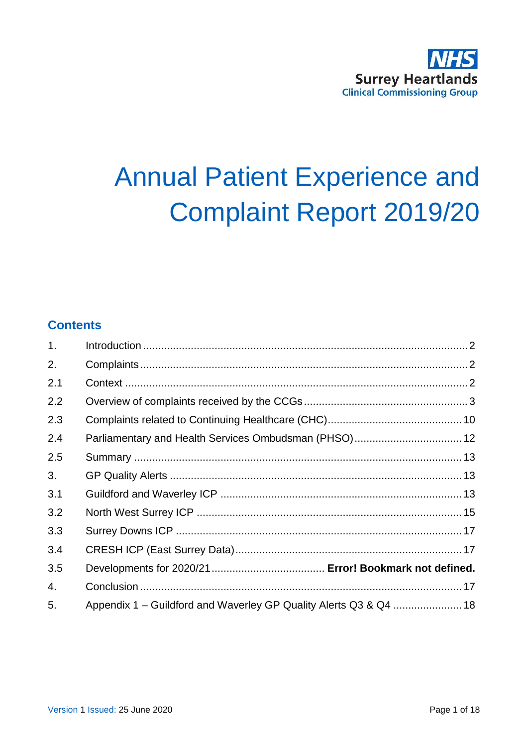NHS
Surrey Heartlands
Clinical Commissioning Group

# Annual Patient Experience and Complaint Report 2019/20

## Contents

| | | |
|---|---|---|
| 1. | Introduction | 2 |
| 2. | Complaints | 2 |
| 2.1 | Context | 2 |
| 2.2 | Overview of complaints received by the CCGs | 3 |
| 2.3 | Complaints related to Continuing Healthcare (CHC) | 10 |
| 2.4 | Parliamentary and Health Services Ombudsman (PHSO) | 12 |
| 2.5 | Summary | 13 |
| 3. | GP Quality Alerts | 13 |
| 3.1 | Guildford and Waverley ICP | 13 |
| 3.2 | North West Surrey ICP | 15 |
| 3.3 | Surrey Downs ICP | 17 |
| 3.4 | CRESH ICP (East Surrey Data) | 17 |
| 3.5 | Developments for 2020/21 | **Error! Bookmark not defined.** |
| 4. | Conclusion | 17 |
| 5. | Appendix 1 – Guildford and Waverley GP Quality Alerts Q3 & Q4 | 18 |

Version 1 Issued: 25 June 2020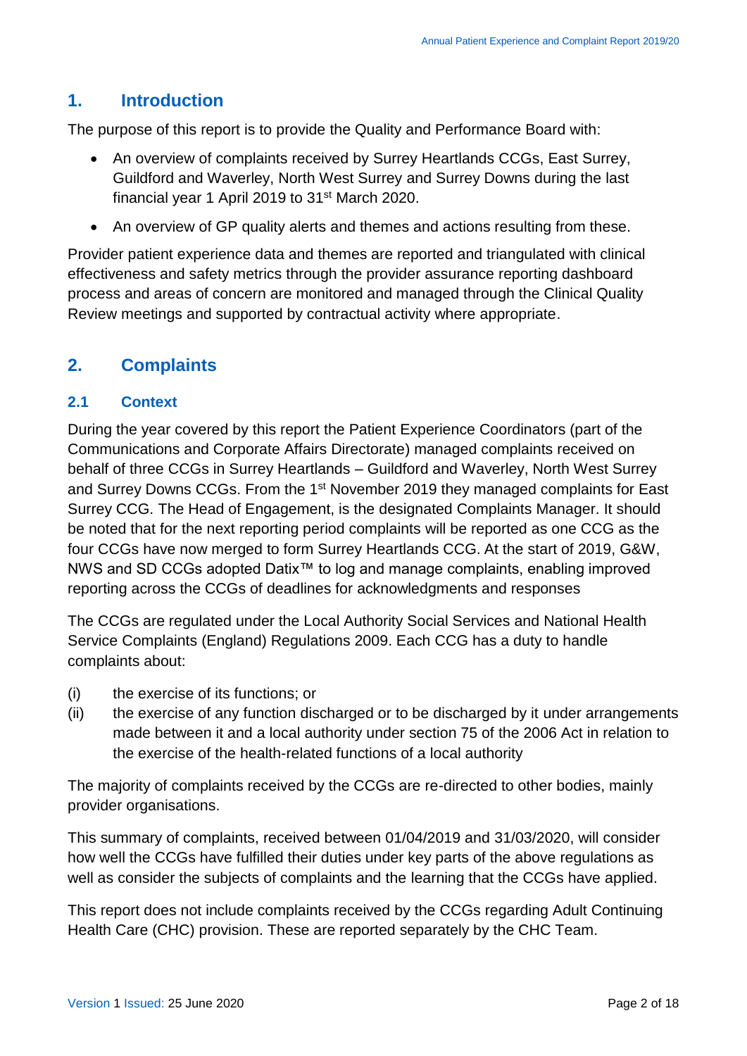## 1. Introduction

The purpose of this report is to provide the Quality and Performance Board with:

- An overview of complaints received by Surrey Heartlands CCGs, East Surrey, Guildford and Waverley, North West Surrey and Surrey Downs during the last financial year 1 April 2019 to 31st March 2020.
- An overview of GP quality alerts and themes and actions resulting from these.

Provider patient experience data and themes are reported and triangulated with clinical effectiveness and safety metrics through the provider assurance reporting dashboard process and areas of concern are monitored and managed through the Clinical Quality Review meetings and supported by contractual activity where appropriate.

## 2. Complaints

### 2.1 Context

During the year covered by this report the Patient Experience Coordinators (part of the Communications and Corporate Affairs Directorate) managed complaints received on behalf of three CCGs in Surrey Heartlands – Guildford and Waverley, North West Surrey and Surrey Downs CCGs. From the 1st November 2019 they managed complaints for East Surrey CCG. The Head of Engagement, is the designated Complaints Manager. It should be noted that for the next reporting period complaints will be reported as one CCG as the four CCGs have now merged to form Surrey Heartlands CCG. At the start of 2019, G&W, NWS and SD CCGs adopted Datix™ to log and manage complaints, enabling improved reporting across the CCGs of deadlines for acknowledgments and responses

The CCGs are regulated under the Local Authority Social Services and National Health Service Complaints (England) Regulations 2009. Each CCG has a duty to handle complaints about:

(i) the exercise of its functions; or

(ii) the exercise of any function discharged or to be discharged by it under arrangements made between it and a local authority under section 75 of the 2006 Act in relation to the exercise of the health-related functions of a local authority

The majority of complaints received by the CCGs are re-directed to other bodies, mainly provider organisations.

This summary of complaints, received between 01/04/2019 and 31/03/2020, will consider how well the CCGs have fulfilled their duties under key parts of the above regulations as well as consider the subjects of complaints and the learning that the CCGs have applied.

This report does not include complaints received by the CCGs regarding Adult Continuing Health Care (CHC) provision. These are reported separately by the CHC Team.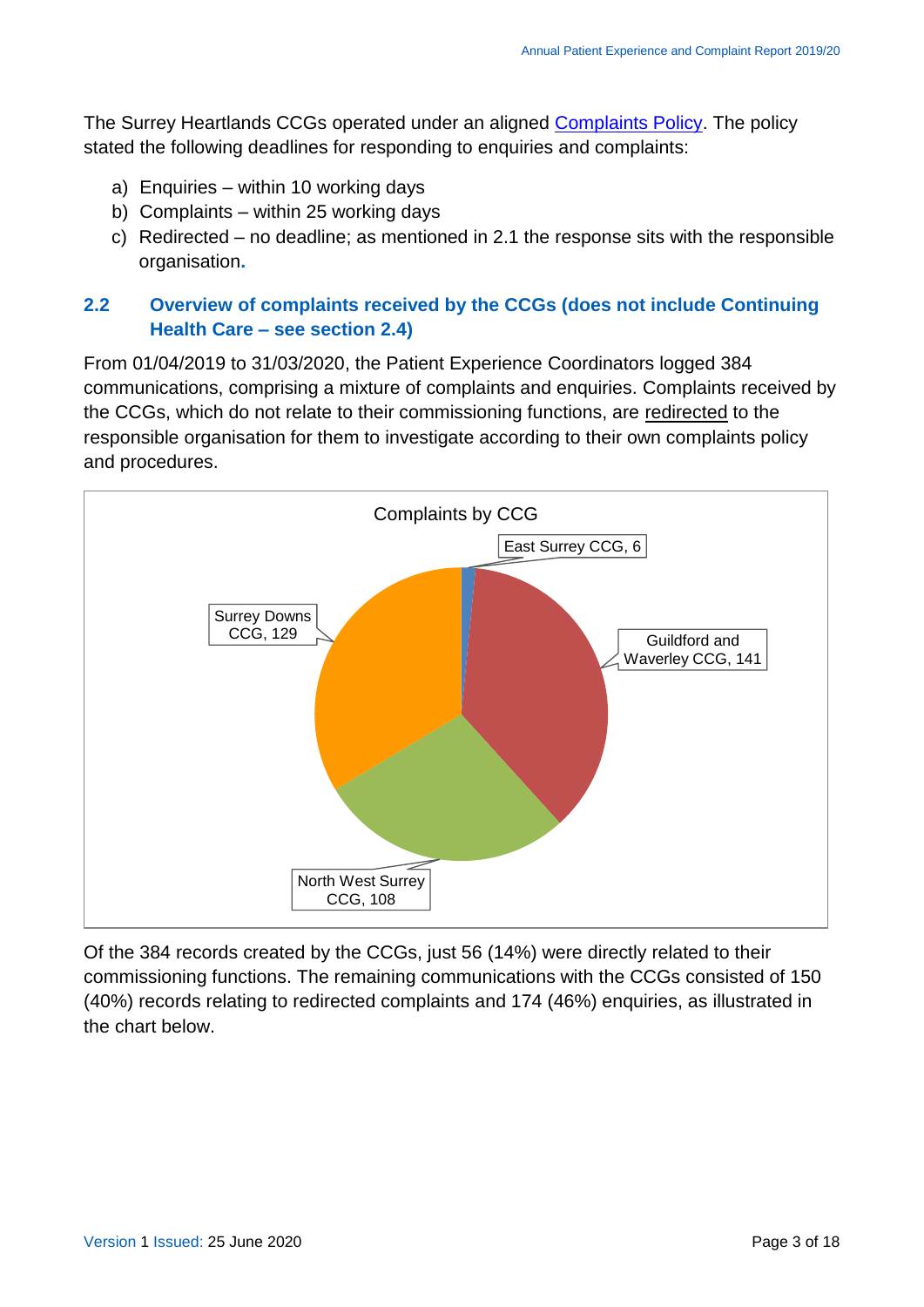The Surrey Heartlands CCGs operated under an aligned Complaints Policy. The policy stated the following deadlines for responding to enquiries and complaints:

a) Enquiries – within 10 working days
b) Complaints – within 25 working days
c) Redirected – no deadline; as mentioned in 2.1 the response sits with the responsible organisation.

## 2.2 Overview of complaints received by the CCGs (does not include Continuing Health Care – see section 2.4)

From 01/04/2019 to 31/03/2020, the Patient Experience Coordinators logged 384 communications, comprising a mixture of complaints and enquiries. Complaints received by the CCGs, which do not relate to their commissioning functions, are redirected to the responsible organisation for them to investigate according to their own complaints policy and procedures.

Complaints by CCG

- East Surrey CCG, 6
- Guildford and Waverley CCG, 141
- North West Surrey CCG, 108
- Surrey Downs CCG, 129

Of the 384 records created by the CCGs, just 56 (14%) were directly related to their commissioning functions. The remaining communications with the CCGs consisted of 150 (40%) records relating to redirected complaints and 174 (46%) enquiries, as illustrated in the chart below.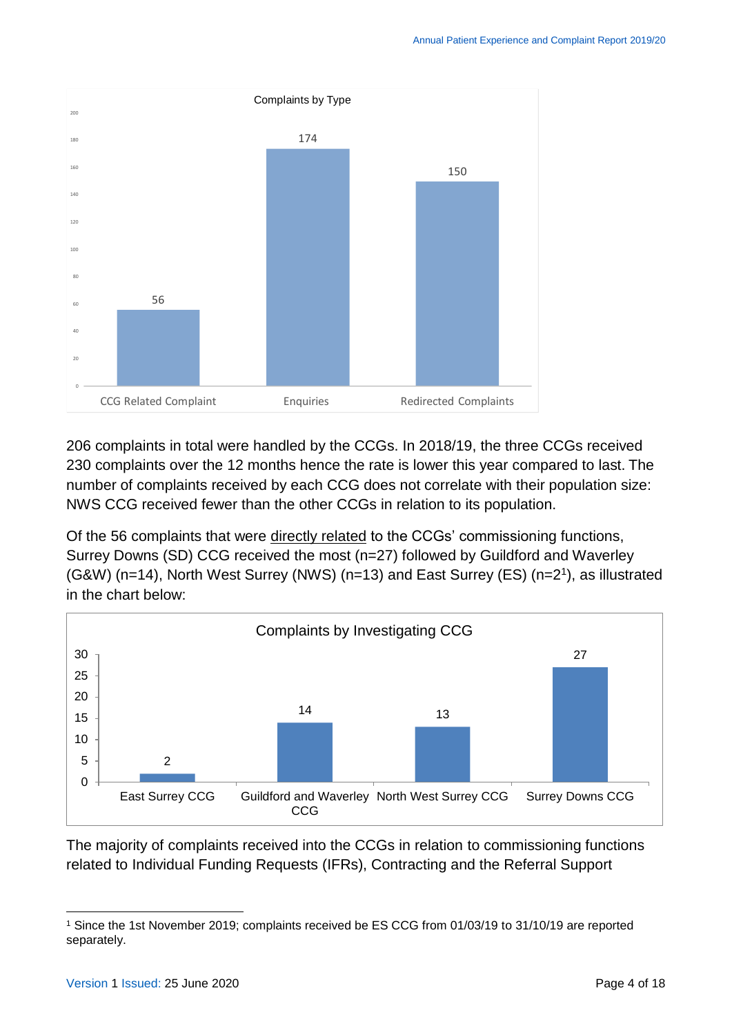**Complaints by Type**

| Type | Count |
|---|---|
| CCG Related Complaint | 56 |
| Enquiries | 174 |
| Redirected Complaints | 150 |

206 complaints in total were handled by the CCGs. In 2018/19, the three CCGs received 230 complaints over the 12 months hence the rate is lower this year compared to last. The number of complaints received by each CCG does not correlate with their population size: NWS CCG received fewer than the other CCGs in relation to its population.

Of the 56 complaints that were directly related to the CCGs' commissioning functions, Surrey Downs (SD) CCG received the most (n=27) followed by Guildford and Waverley (G&W) (n=14), North West Surrey (NWS) (n=13) and East Surrey (ES) (n=2[1]), as illustrated in the chart below:

**Complaints by Investigating CCG**

| CCG | Count |
|---|---|
| East Surrey CCG | 2 |
| Guildford and Waverley CCG | 14 |
| North West Surrey CCG | 13 |
| Surrey Downs CCG | 27 |

The majority of complaints received into the CCGs in relation to commissioning functions related to Individual Funding Requests (IFRs), Contracting and the Referral Support

[1] Since the 1st November 2019; complaints received be ES CCG from 01/03/19 to 31/10/19 are reported separately.

Version 1 Issued: 25 June 2020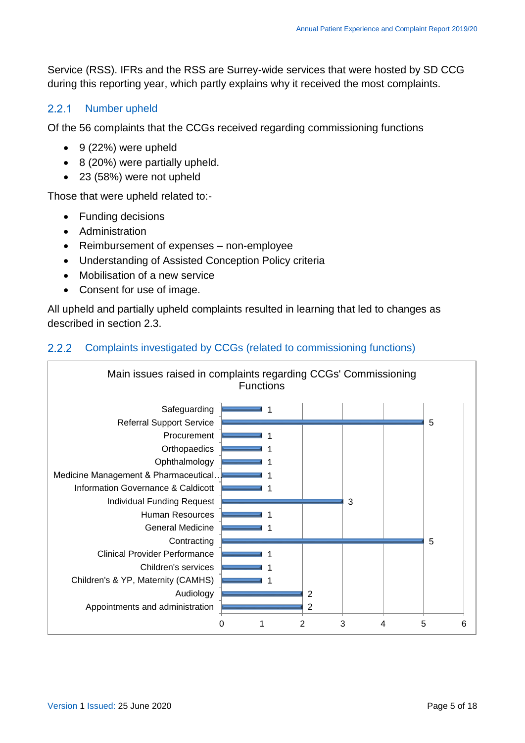Service (RSS). IFRs and the RSS are Surrey-wide services that were hosted by SD CCG during this reporting year, which partly explains why it received the most complaints.

### 2.2.1 Number upheld

Of the 56 complaints that the CCGs received regarding commissioning functions

- 9 (22%) were upheld
- 8 (20%) were partially upheld.
- 23 (58%) were not upheld

Those that were upheld related to:-

- Funding decisions
- Administration
- Reimbursement of expenses – non-employee
- Understanding of Assisted Conception Policy criteria
- Mobilisation of a new service
- Consent for use of image.

All upheld and partially upheld complaints resulted in learning that led to changes as described in section 2.3.

### 2.2.2 Complaints investigated by CCGs (related to commissioning functions)

Main issues raised in complaints regarding CCGs' Commissioning Functions

| Issue | Number |
|---|---|
| Safeguarding | 1 |
| Referral Support Service | 5 |
| Procurement | 1 |
| Orthopaedics | 1 |
| Ophthalmology | 1 |
| Medicine Management & Pharmaceutical… | 1 |
| Information Governance & Caldicott | 1 |
| Individual Funding Request | 3 |
| Human Resources | 1 |
| General Medicine | 1 |
| Contracting | 5 |
| Clinical Provider Performance | 1 |
| Children's services | 1 |
| Children's & YP, Maternity (CAMHS) | 1 |
| Audiology | 2 |
| Appointments and administration | 2 |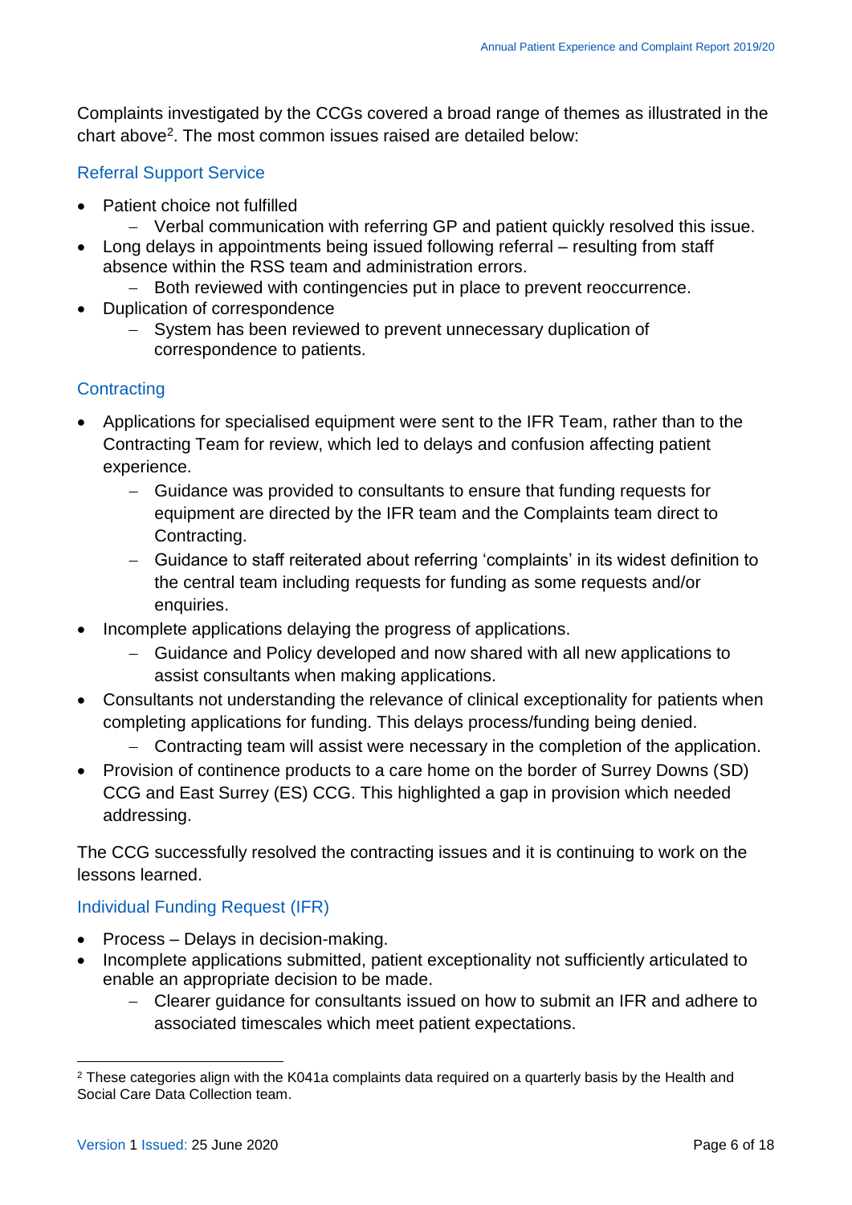Complaints investigated by the CCGs covered a broad range of themes as illustrated in the chart above[2]. The most common issues raised are detailed below:

### Referral Support Service

- Patient choice not fulfilled
  - Verbal communication with referring GP and patient quickly resolved this issue.
- Long delays in appointments being issued following referral – resulting from staff absence within the RSS team and administration errors.
  - Both reviewed with contingencies put in place to prevent reoccurrence.
- Duplication of correspondence
  - System has been reviewed to prevent unnecessary duplication of correspondence to patients.

### Contracting

- Applications for specialised equipment were sent to the IFR Team, rather than to the Contracting Team for review, which led to delays and confusion affecting patient experience.
  - Guidance was provided to consultants to ensure that funding requests for equipment are directed by the IFR team and the Complaints team direct to Contracting.
  - Guidance to staff reiterated about referring 'complaints' in its widest definition to the central team including requests for funding as some requests and/or enquiries.
- Incomplete applications delaying the progress of applications.
  - Guidance and Policy developed and now shared with all new applications to assist consultants when making applications.
- Consultants not understanding the relevance of clinical exceptionality for patients when completing applications for funding. This delays process/funding being denied.
  - Contracting team will assist were necessary in the completion of the application.
- Provision of continence products to a care home on the border of Surrey Downs (SD) CCG and East Surrey (ES) CCG. This highlighted a gap in provision which needed addressing.

The CCG successfully resolved the contracting issues and it is continuing to work on the lessons learned.

### Individual Funding Request (IFR)

- Process – Delays in decision-making.
- Incomplete applications submitted, patient exceptionality not sufficiently articulated to enable an appropriate decision to be made.
  - Clearer guidance for consultants issued on how to submit an IFR and adhere to associated timescales which meet patient expectations.

---

[2] These categories align with the K041a complaints data required on a quarterly basis by the Health and Social Care Data Collection team.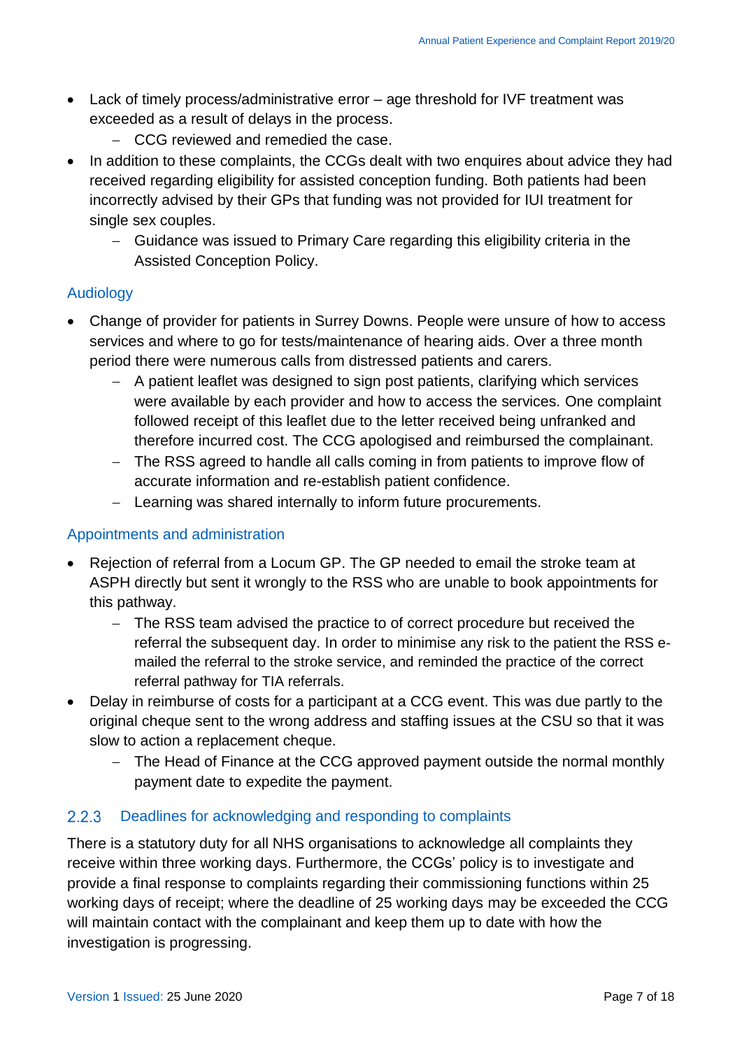- Lack of timely process/administrative error – age threshold for IVF treatment was exceeded as a result of delays in the process.
  - CCG reviewed and remedied the case.
- In addition to these complaints, the CCGs dealt with two enquires about advice they had received regarding eligibility for assisted conception funding. Both patients had been incorrectly advised by their GPs that funding was not provided for IUI treatment for single sex couples.
  - Guidance was issued to Primary Care regarding this eligibility criteria in the Assisted Conception Policy.

### Audiology

- Change of provider for patients in Surrey Downs. People were unsure of how to access services and where to go for tests/maintenance of hearing aids. Over a three month period there were numerous calls from distressed patients and carers.
  - A patient leaflet was designed to sign post patients, clarifying which services were available by each provider and how to access the services. One complaint followed receipt of this leaflet due to the letter received being unfranked and therefore incurred cost. The CCG apologised and reimbursed the complainant.
  - The RSS agreed to handle all calls coming in from patients to improve flow of accurate information and re-establish patient confidence.
  - Learning was shared internally to inform future procurements.

### Appointments and administration

- Rejection of referral from a Locum GP. The GP needed to email the stroke team at ASPH directly but sent it wrongly to the RSS who are unable to book appointments for this pathway.
  - The RSS team advised the practice to of correct procedure but received the referral the subsequent day. In order to minimise any risk to the patient the RSS e-mailed the referral to the stroke service, and reminded the practice of the correct referral pathway for TIA referrals.
- Delay in reimburse of costs for a participant at a CCG event. This was due partly to the original cheque sent to the wrong address and staffing issues at the CSU so that it was slow to action a replacement cheque.
  - The Head of Finance at the CCG approved payment outside the normal monthly payment date to expedite the payment.

### 2.2.3 Deadlines for acknowledging and responding to complaints

There is a statutory duty for all NHS organisations to acknowledge all complaints they receive within three working days. Furthermore, the CCGs' policy is to investigate and provide a final response to complaints regarding their commissioning functions within 25 working days of receipt; where the deadline of 25 working days may be exceeded the CCG will maintain contact with the complainant and keep them up to date with how the investigation is progressing.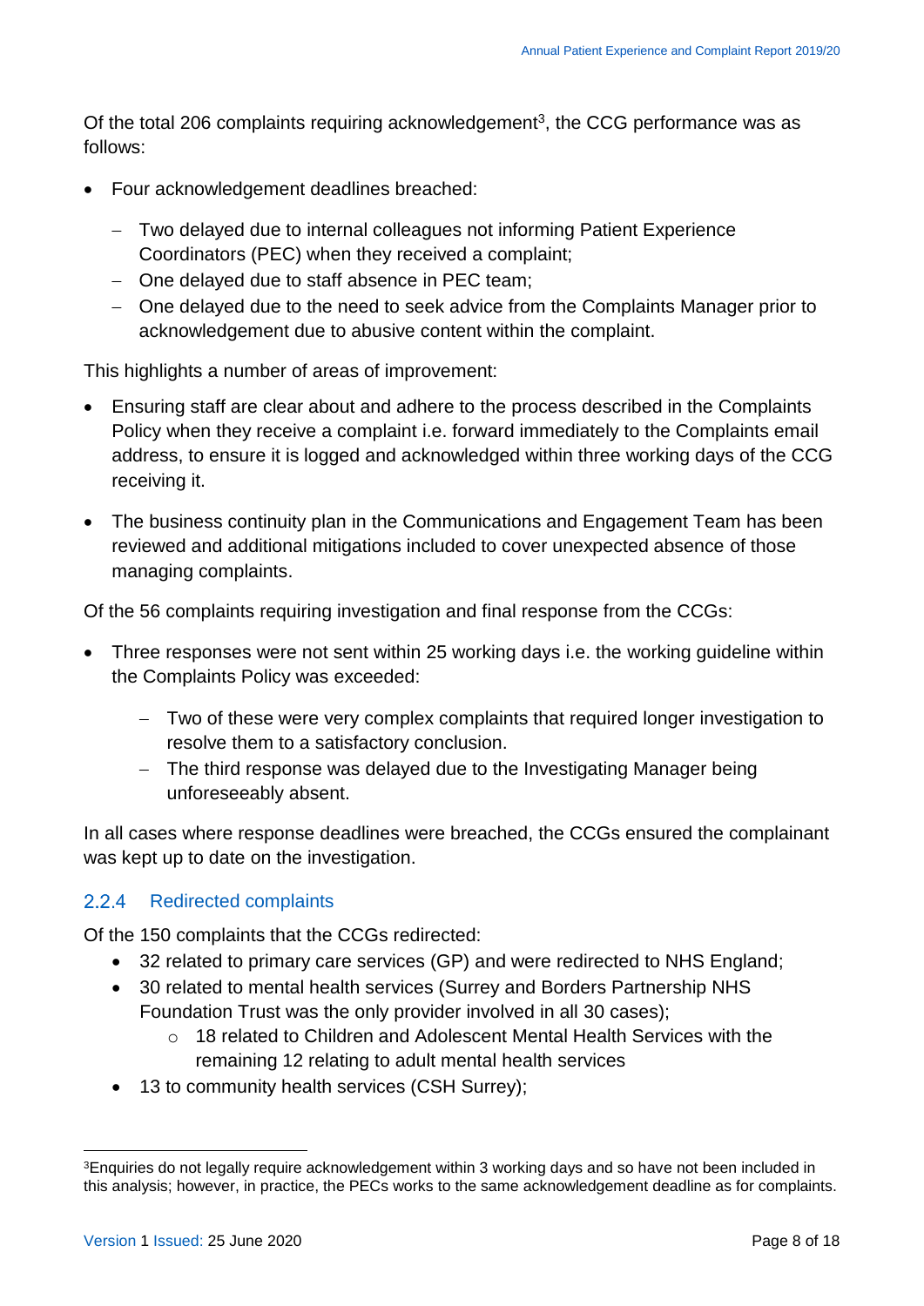Of the total 206 complaints requiring acknowledgement[3], the CCG performance was as follows:

- Four acknowledgement deadlines breached:
  - Two delayed due to internal colleagues not informing Patient Experience Coordinators (PEC) when they received a complaint;
  - One delayed due to staff absence in PEC team;
  - One delayed due to the need to seek advice from the Complaints Manager prior to acknowledgement due to abusive content within the complaint.

This highlights a number of areas of improvement:

- Ensuring staff are clear about and adhere to the process described in the Complaints Policy when they receive a complaint i.e. forward immediately to the Complaints email address, to ensure it is logged and acknowledged within three working days of the CCG receiving it.

- The business continuity plan in the Communications and Engagement Team has been reviewed and additional mitigations included to cover unexpected absence of those managing complaints.

Of the 56 complaints requiring investigation and final response from the CCGs:

- Three responses were not sent within 25 working days i.e. the working guideline within the Complaints Policy was exceeded:
  - Two of these were very complex complaints that required longer investigation to resolve them to a satisfactory conclusion.
  - The third response was delayed due to the Investigating Manager being unforeseeably absent.

In all cases where response deadlines were breached, the CCGs ensured the complainant was kept up to date on the investigation.

### 2.2.4 Redirected complaints

Of the 150 complaints that the CCGs redirected:

- 32 related to primary care services (GP) and were redirected to NHS England;
- 30 related to mental health services (Surrey and Borders Partnership NHS Foundation Trust was the only provider involved in all 30 cases);
  - 18 related to Children and Adolescent Mental Health Services with the remaining 12 relating to adult mental health services
- 13 to community health services (CSH Surrey);

[3]Enquiries do not legally require acknowledgement within 3 working days and so have not been included in this analysis; however, in practice, the PECs works to the same acknowledgement deadline as for complaints.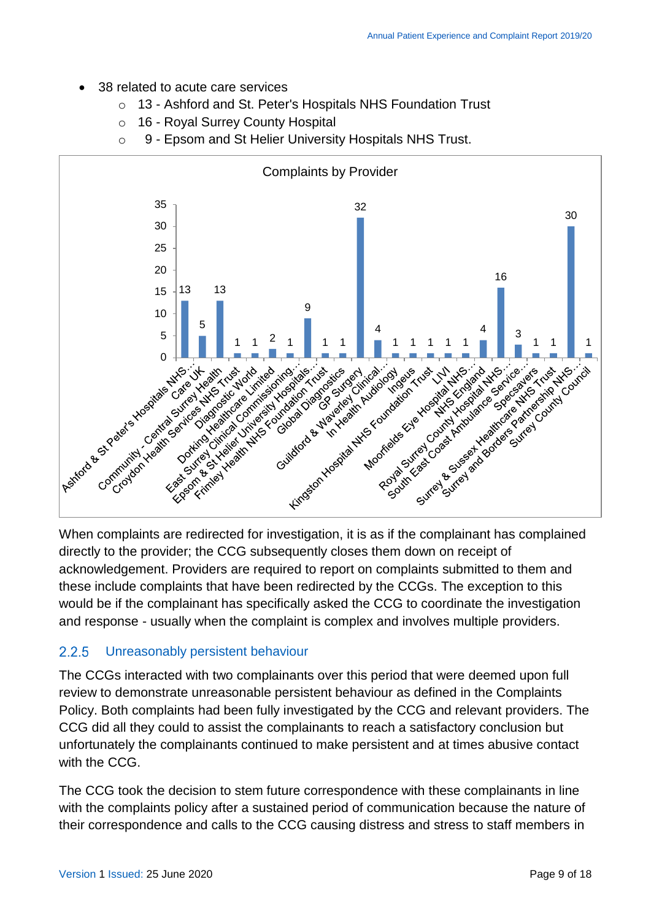- 38 related to acute care services
  - 13 - Ashford and St. Peter's Hospitals NHS Foundation Trust
  - 16 - Royal Surrey County Hospital
  - 9 - Epsom and St Helier University Hospitals NHS Trust.

**Complaints by Provider**

| Provider | Complaints |
|---|---|
| Ashford & St Peter's Hospitals NHS... | 13 |
| Care UK | 5 |
| Community - Central Surrey Health | 13 |
| Croydon Health Services NHS Trust | 1 |
| Diagnostic World | 1 |
| Dorking Healthcare Limited | 2 |
| East Surrey Clinical Commissioning... | 1 |
| Epsom & St Helier University Hospitals... | 9 |
| Frimley Health NHS Foundation Trust | 1 |
| Global Diagnostics | 1 |
| GP Surgery | 32 |
| Guildford & Waverley Clinical... | 4 |
| In Health Audiology | 1 |
| Ingeus | 1 |
| Kingston Hospital NHS Foundation Trust | 1 |
| LIVI | 1 |
| Moorfields Eye Hospital NHS... | 1 |
| NHS England | 4 |
| Royal Surrey County Hospital NHS... | 16 |
| South East Coast Ambulance Service... | 3 |
| Specsavers | 1 |
| Surrey & Sussex Healthcare NHS Trust | 1 |
| Surrey and Borders Partnership NHS... | 30 |
| Surrey County Council | 1 |

When complaints are redirected for investigation, it is as if the complainant has complained directly to the provider; the CCG subsequently closes them down on receipt of acknowledgement. Providers are required to report on complaints submitted to them and these include complaints that have been redirected by the CCGs. The exception to this would be if the complainant has specifically asked the CCG to coordinate the investigation and response - usually when the complaint is complex and involves multiple providers.

### 2.2.5 Unreasonably persistent behaviour

The CCGs interacted with two complainants over this period that were deemed upon full review to demonstrate unreasonable persistent behaviour as defined in the Complaints Policy. Both complaints had been fully investigated by the CCG and relevant providers. The CCG did all they could to assist the complainants to reach a satisfactory conclusion but unfortunately the complainants continued to make persistent and at times abusive contact with the CCG.

The CCG took the decision to stem future correspondence with these complainants in line with the complaints policy after a sustained period of communication because the nature of their correspondence and calls to the CCG causing distress and stress to staff members in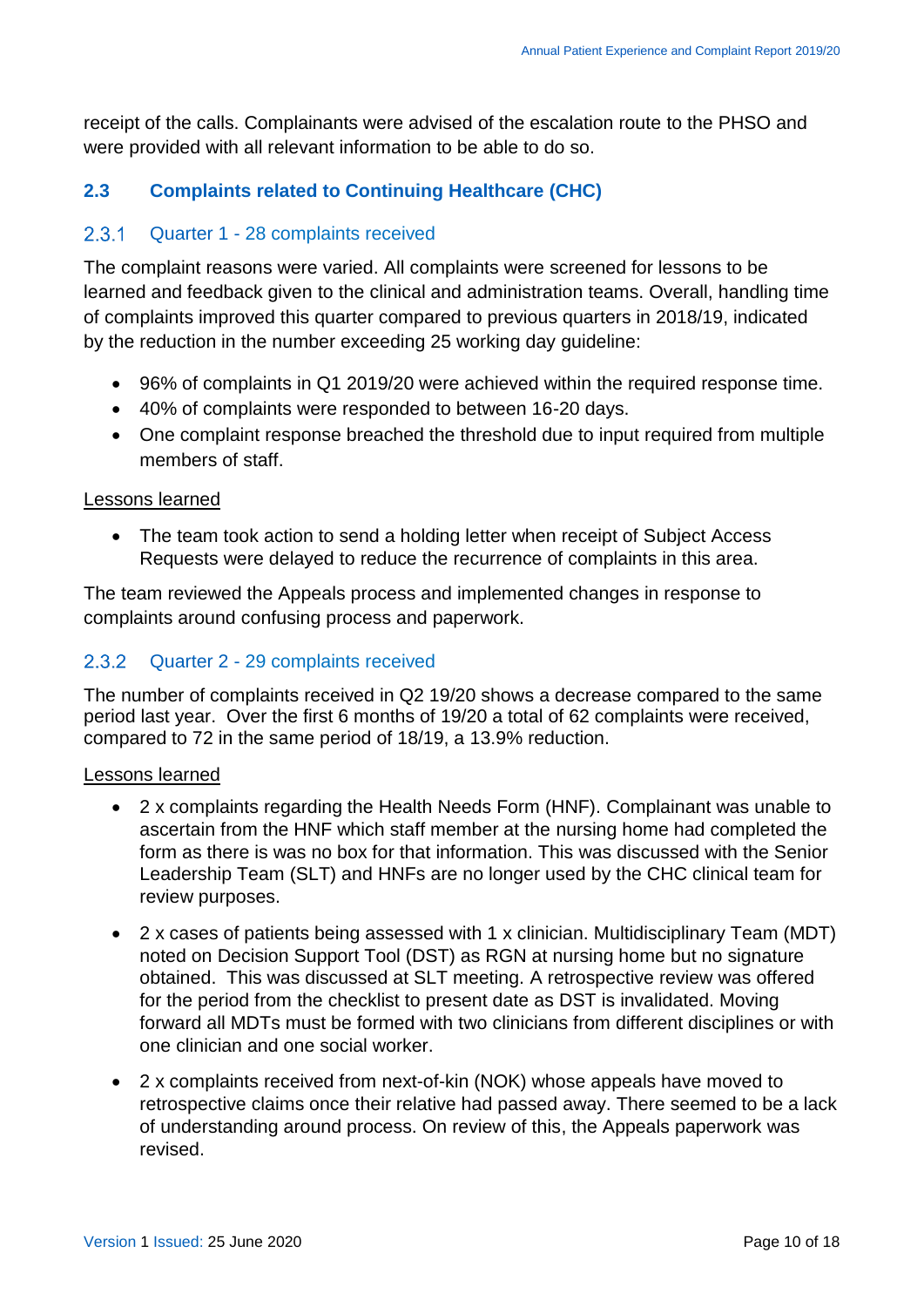receipt of the calls. Complainants were advised of the escalation route to the PHSO and were provided with all relevant information to be able to do so.

## 2.3 Complaints related to Continuing Healthcare (CHC)

### 2.3.1 Quarter 1 - 28 complaints received

The complaint reasons were varied. All complaints were screened for lessons to be learned and feedback given to the clinical and administration teams. Overall, handling time of complaints improved this quarter compared to previous quarters in 2018/19, indicated by the reduction in the number exceeding 25 working day guideline:

- 96% of complaints in Q1 2019/20 were achieved within the required response time.
- 40% of complaints were responded to between 16-20 days.
- One complaint response breached the threshold due to input required from multiple members of staff.

<u>Lessons learned</u>

- The team took action to send a holding letter when receipt of Subject Access Requests were delayed to reduce the recurrence of complaints in this area.

The team reviewed the Appeals process and implemented changes in response to complaints around confusing process and paperwork.

### 2.3.2 Quarter 2 - 29 complaints received

The number of complaints received in Q2 19/20 shows a decrease compared to the same period last year. Over the first 6 months of 19/20 a total of 62 complaints were received, compared to 72 in the same period of 18/19, a 13.9% reduction.

<u>Lessons learned</u>

- 2 x complaints regarding the Health Needs Form (HNF). Complainant was unable to ascertain from the HNF which staff member at the nursing home had completed the form as there is was no box for that information. This was discussed with the Senior Leadership Team (SLT) and HNFs are no longer used by the CHC clinical team for review purposes.

- 2 x cases of patients being assessed with 1 x clinician. Multidisciplinary Team (MDT) noted on Decision Support Tool (DST) as RGN at nursing home but no signature obtained. This was discussed at SLT meeting. A retrospective review was offered for the period from the checklist to present date as DST is invalidated. Moving forward all MDTs must be formed with two clinicians from different disciplines or with one clinician and one social worker.

- 2 x complaints received from next-of-kin (NOK) whose appeals have moved to retrospective claims once their relative had passed away. There seemed to be a lack of understanding around process. On review of this, the Appeals paperwork was revised.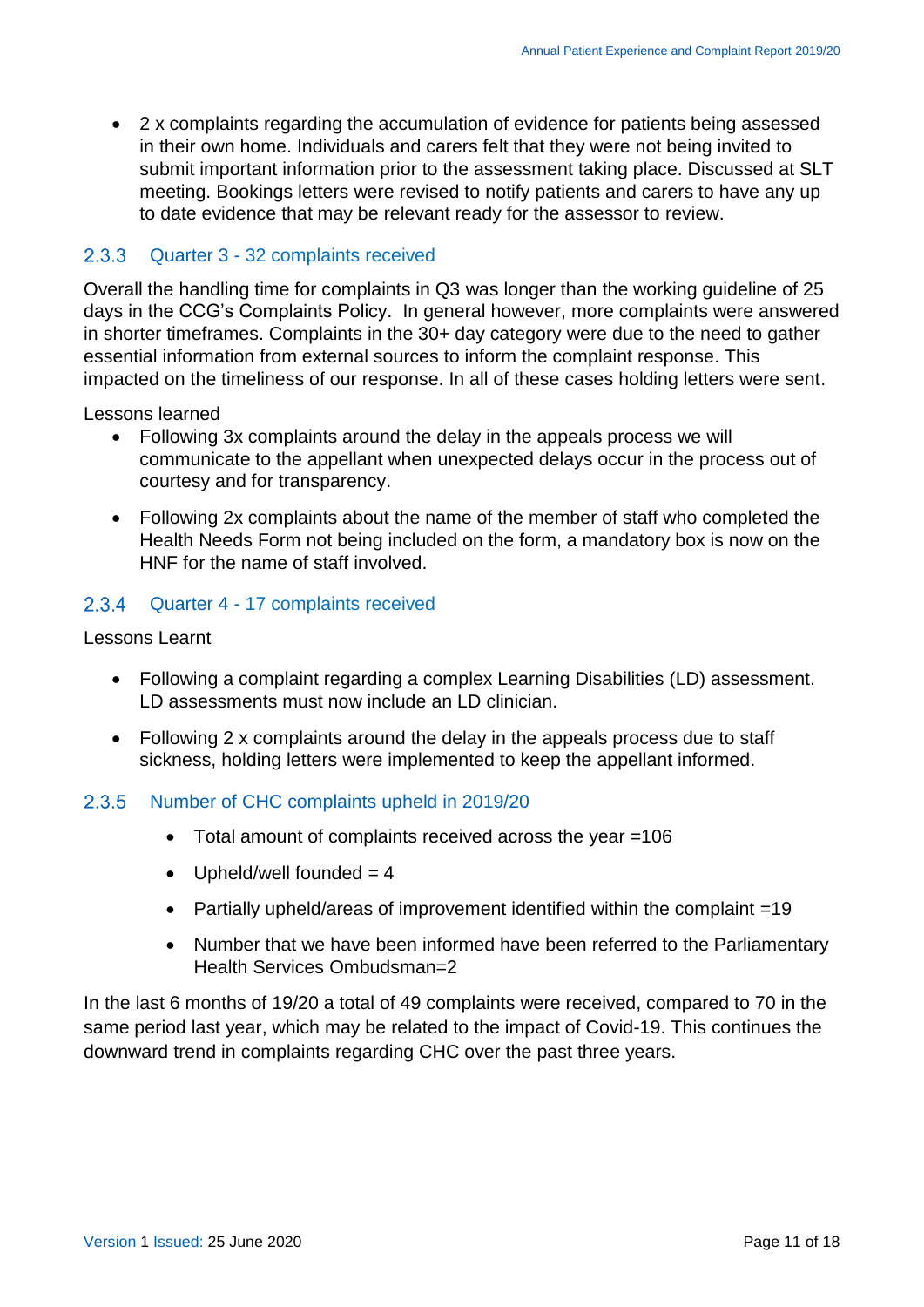- 2 x complaints regarding the accumulation of evidence for patients being assessed in their own home. Individuals and carers felt that they were not being invited to submit important information prior to the assessment taking place. Discussed at SLT meeting. Bookings letters were revised to notify patients and carers to have any up to date evidence that may be relevant ready for the assessor to review.

### 2.3.3 Quarter 3 - 32 complaints received

Overall the handling time for complaints in Q3 was longer than the working guideline of 25 days in the CCG's Complaints Policy. In general however, more complaints were answered in shorter timeframes. Complaints in the 30+ day category were due to the need to gather essential information from external sources to inform the complaint response. This impacted on the timeliness of our response. In all of these cases holding letters were sent.

<u>Lessons learned</u>

- Following 3x complaints around the delay in the appeals process we will communicate to the appellant when unexpected delays occur in the process out of courtesy and for transparency.
- Following 2x complaints about the name of the member of staff who completed the Health Needs Form not being included on the form, a mandatory box is now on the HNF for the name of staff involved.

### 2.3.4 Quarter 4 - 17 complaints received

<u>Lessons Learnt</u>

- Following a complaint regarding a complex Learning Disabilities (LD) assessment. LD assessments must now include an LD clinician.
- Following 2 x complaints around the delay in the appeals process due to staff sickness, holding letters were implemented to keep the appellant informed.

### 2.3.5 Number of CHC complaints upheld in 2019/20

- Total amount of complaints received across the year =106
- Upheld/well founded = 4
- Partially upheld/areas of improvement identified within the complaint =19
- Number that we have been informed have been referred to the Parliamentary Health Services Ombudsman=2

In the last 6 months of 19/20 a total of 49 complaints were received, compared to 70 in the same period last year, which may be related to the impact of Covid-19. This continues the downward trend in complaints regarding CHC over the past three years.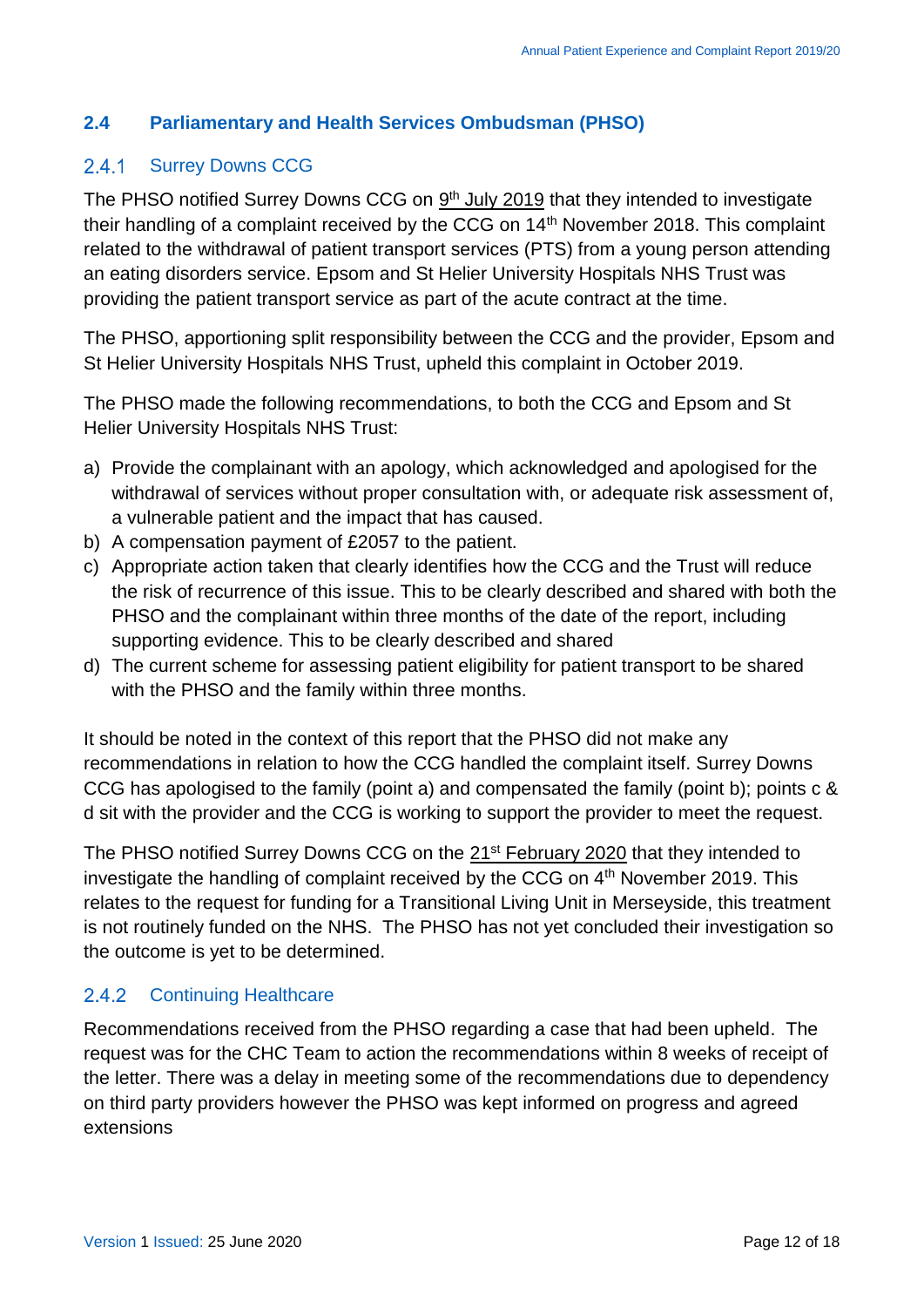## 2.4 Parliamentary and Health Services Ombudsman (PHSO)

### 2.4.1 Surrey Downs CCG

The PHSO notified Surrey Downs CCG on 9th July 2019 that they intended to investigate their handling of a complaint received by the CCG on 14th November 2018. This complaint related to the withdrawal of patient transport services (PTS) from a young person attending an eating disorders service. Epsom and St Helier University Hospitals NHS Trust was providing the patient transport service as part of the acute contract at the time.

The PHSO, apportioning split responsibility between the CCG and the provider, Epsom and St Helier University Hospitals NHS Trust, upheld this complaint in October 2019.

The PHSO made the following recommendations, to both the CCG and Epsom and St Helier University Hospitals NHS Trust:

a) Provide the complainant with an apology, which acknowledged and apologised for the withdrawal of services without proper consultation with, or adequate risk assessment of, a vulnerable patient and the impact that has caused.
b) A compensation payment of £2057 to the patient.
c) Appropriate action taken that clearly identifies how the CCG and the Trust will reduce the risk of recurrence of this issue. This to be clearly described and shared with both the PHSO and the complainant within three months of the date of the report, including supporting evidence. This to be clearly described and shared
d) The current scheme for assessing patient eligibility for patient transport to be shared with the PHSO and the family within three months.

It should be noted in the context of this report that the PHSO did not make any recommendations in relation to how the CCG handled the complaint itself. Surrey Downs CCG has apologised to the family (point a) and compensated the family (point b); points c & d sit with the provider and the CCG is working to support the provider to meet the request.

The PHSO notified Surrey Downs CCG on the 21st February 2020 that they intended to investigate the handling of complaint received by the CCG on 4th November 2019. This relates to the request for funding for a Transitional Living Unit in Merseyside, this treatment is not routinely funded on the NHS. The PHSO has not yet concluded their investigation so the outcome is yet to be determined.

### 2.4.2 Continuing Healthcare

Recommendations received from the PHSO regarding a case that had been upheld. The request was for the CHC Team to action the recommendations within 8 weeks of receipt of the letter. There was a delay in meeting some of the recommendations due to dependency on third party providers however the PHSO was kept informed on progress and agreed extensions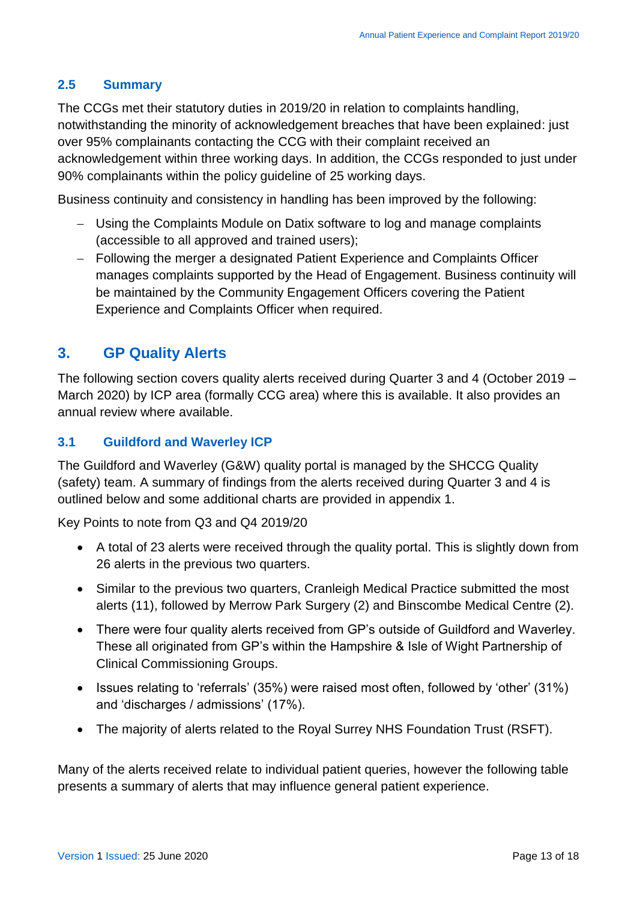### 2.5 Summary

The CCGs met their statutory duties in 2019/20 in relation to complaints handling, notwithstanding the minority of acknowledgement breaches that have been explained: just over 95% complainants contacting the CCG with their complaint received an acknowledgement within three working days. In addition, the CCGs responded to just under 90% complainants within the policy guideline of 25 working days.

Business continuity and consistency in handling has been improved by the following:

- Using the Complaints Module on Datix software to log and manage complaints (accessible to all approved and trained users);
- Following the merger a designated Patient Experience and Complaints Officer manages complaints supported by the Head of Engagement. Business continuity will be maintained by the Community Engagement Officers covering the Patient Experience and Complaints Officer when required.

## 3. GP Quality Alerts

The following section covers quality alerts received during Quarter 3 and 4 (October 2019 – March 2020) by ICP area (formally CCG area) where this is available. It also provides an annual review where available.

### 3.1 Guildford and Waverley ICP

The Guildford and Waverley (G&W) quality portal is managed by the SHCCG Quality (safety) team. A summary of findings from the alerts received during Quarter 3 and 4 is outlined below and some additional charts are provided in appendix 1.

Key Points to note from Q3 and Q4 2019/20

- A total of 23 alerts were received through the quality portal. This is slightly down from 26 alerts in the previous two quarters.
- Similar to the previous two quarters, Cranleigh Medical Practice submitted the most alerts (11), followed by Merrow Park Surgery (2) and Binscombe Medical Centre (2).
- There were four quality alerts received from GP's outside of Guildford and Waverley. These all originated from GP's within the Hampshire & Isle of Wight Partnership of Clinical Commissioning Groups.
- Issues relating to 'referrals' (35%) were raised most often, followed by 'other' (31%) and 'discharges / admissions' (17%).
- The majority of alerts related to the Royal Surrey NHS Foundation Trust (RSFT).

Many of the alerts received relate to individual patient queries, however the following table presents a summary of alerts that may influence general patient experience.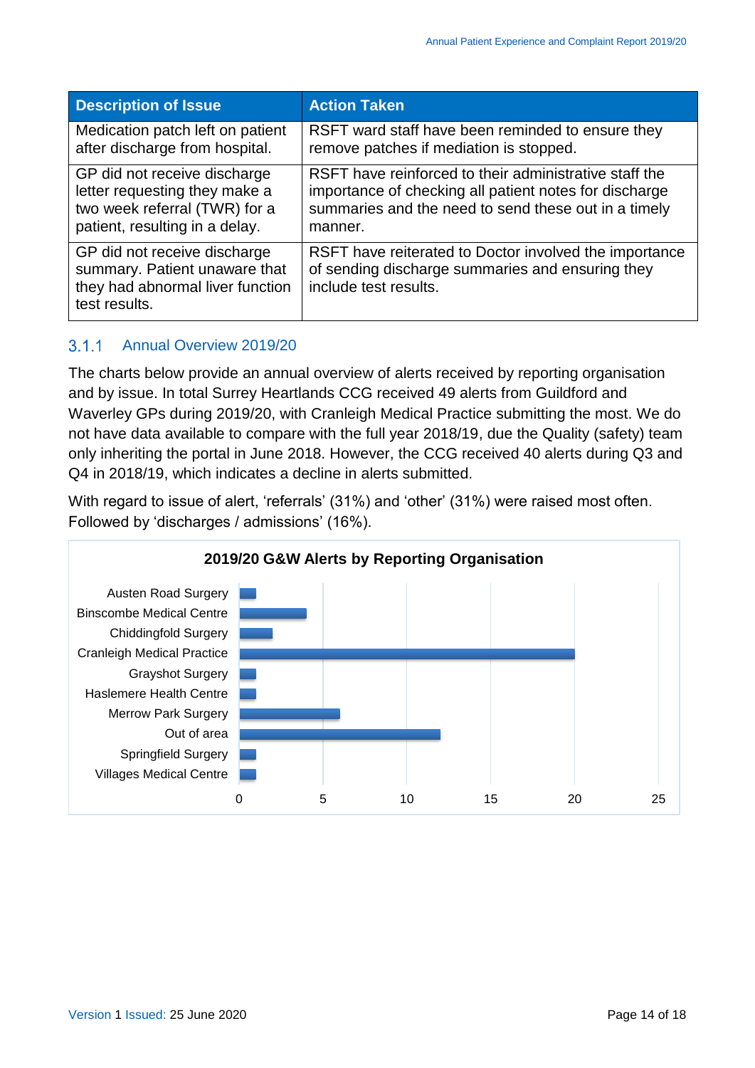| Description of Issue | Action Taken |
|---|---|
| Medication patch left on patient after discharge from hospital. | RSFT ward staff have been reminded to ensure they remove patches if mediation is stopped. |
| GP did not receive discharge letter requesting they make a two week referral (TWR) for a patient, resulting in a delay. | RSFT have reinforced to their administrative staff the importance of checking all patient notes for discharge summaries and the need to send these out in a timely manner. |
| GP did not receive discharge summary. Patient unaware that they had abnormal liver function test results. | RSFT have reiterated to Doctor involved the importance of sending discharge summaries and ensuring they include test results. |

### 3.1.1 Annual Overview 2019/20

The charts below provide an annual overview of alerts received by reporting organisation and by issue. In total Surrey Heartlands CCG received 49 alerts from Guildford and Waverley GPs during 2019/20, with Cranleigh Medical Practice submitting the most. We do not have data available to compare with the full year 2018/19, due the Quality (safety) team only inheriting the portal in June 2018. However, the CCG received 40 alerts during Q3 and Q4 in 2018/19, which indicates a decline in alerts submitted.

With regard to issue of alert, 'referrals' (31%) and 'other' (31%) were raised most often. Followed by 'discharges / admissions' (16%).

**2019/20 G&W Alerts by Reporting Organisation**

| Reporting Organisation | Alerts |
|---|---|
| Austen Road Surgery | 1 |
| Binscombe Medical Centre | 4 |
| Chiddingfold Surgery | 2 |
| Cranleigh Medical Practice | 20 |
| Grayshot Surgery | 1 |
| Haslemere Health Centre | 1 |
| Merrow Park Surgery | 6 |
| Out of area | 12 |
| Springfield Surgery | 1 |
| Villages Medical Centre | 1 |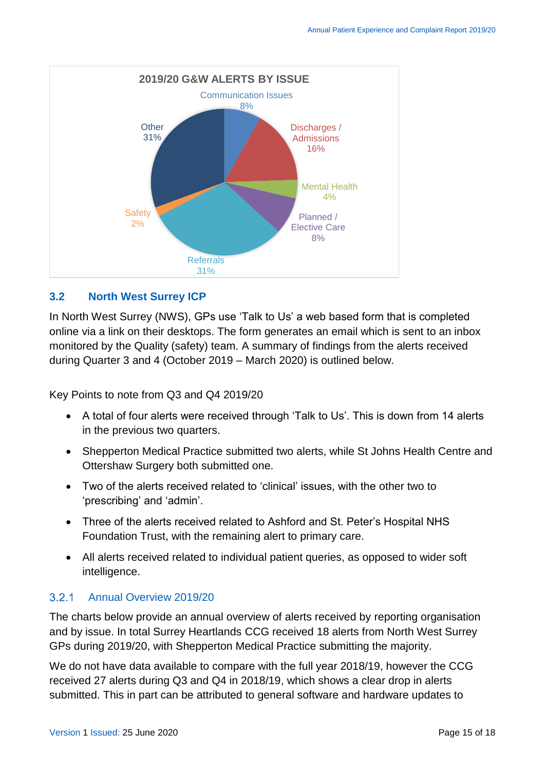**2019/20 G&W ALERTS BY ISSUE**

| Issue | % |
|---|---|
| Communication Issues | 8% |
| Discharges / Admissions | 16% |
| Mental Health | 4% |
| Planned / Elective Care | 8% |
| Referrals | 31% |
| Safety | 2% |
| Other | 31% |

## 3.2 North West Surrey ICP

In North West Surrey (NWS), GPs use 'Talk to Us' a web based form that is completed online via a link on their desktops. The form generates an email which is sent to an inbox monitored by the Quality (safety) team. A summary of findings from the alerts received during Quarter 3 and 4 (October 2019 – March 2020) is outlined below.

Key Points to note from Q3 and Q4 2019/20

- A total of four alerts were received through 'Talk to Us'. This is down from 14 alerts in the previous two quarters.
- Shepperton Medical Practice submitted two alerts, while St Johns Health Centre and Ottershaw Surgery both submitted one.
- Two of the alerts received related to 'clinical' issues, with the other two to 'prescribing' and 'admin'.
- Three of the alerts received related to Ashford and St. Peter's Hospital NHS Foundation Trust, with the remaining alert to primary care.
- All alerts received related to individual patient queries, as opposed to wider soft intelligence.

### 3.2.1 Annual Overview 2019/20

The charts below provide an annual overview of alerts received by reporting organisation and by issue. In total Surrey Heartlands CCG received 18 alerts from North West Surrey GPs during 2019/20, with Shepperton Medical Practice submitting the majority.

We do not have data available to compare with the full year 2018/19, however the CCG received 27 alerts during Q3 and Q4 in 2018/19, which shows a clear drop in alerts submitted. This in part can be attributed to general software and hardware updates to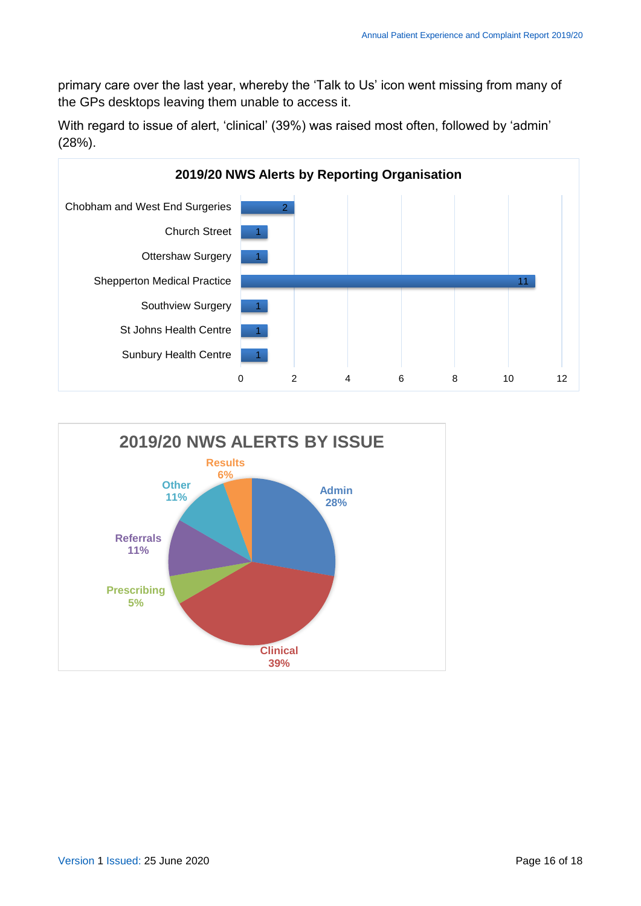primary care over the last year, whereby the 'Talk to Us' icon went missing from many of the GPs desktops leaving them unable to access it.

With regard to issue of alert, 'clinical' (39%) was raised most often, followed by 'admin' (28%).

**2019/20 NWS Alerts by Reporting Organisation**

| Reporting Organisation | Alerts |
|---|---|
| Chobham and West End Surgeries | 2 |
| Church Street | 1 |
| Ottershaw Surgery | 1 |
| Shepperton Medical Practice | 11 |
| Southview Surgery | 1 |
| St Johns Health Centre | 1 |
| Sunbury Health Centre | 1 |

**2019/20 NWS ALERTS BY ISSUE**

| Issue | % |
|---|---|
| Admin | 28% |
| Clinical | 39% |
| Prescribing | 5% |
| Referrals | 11% |
| Other | 11% |
| Results | 6% |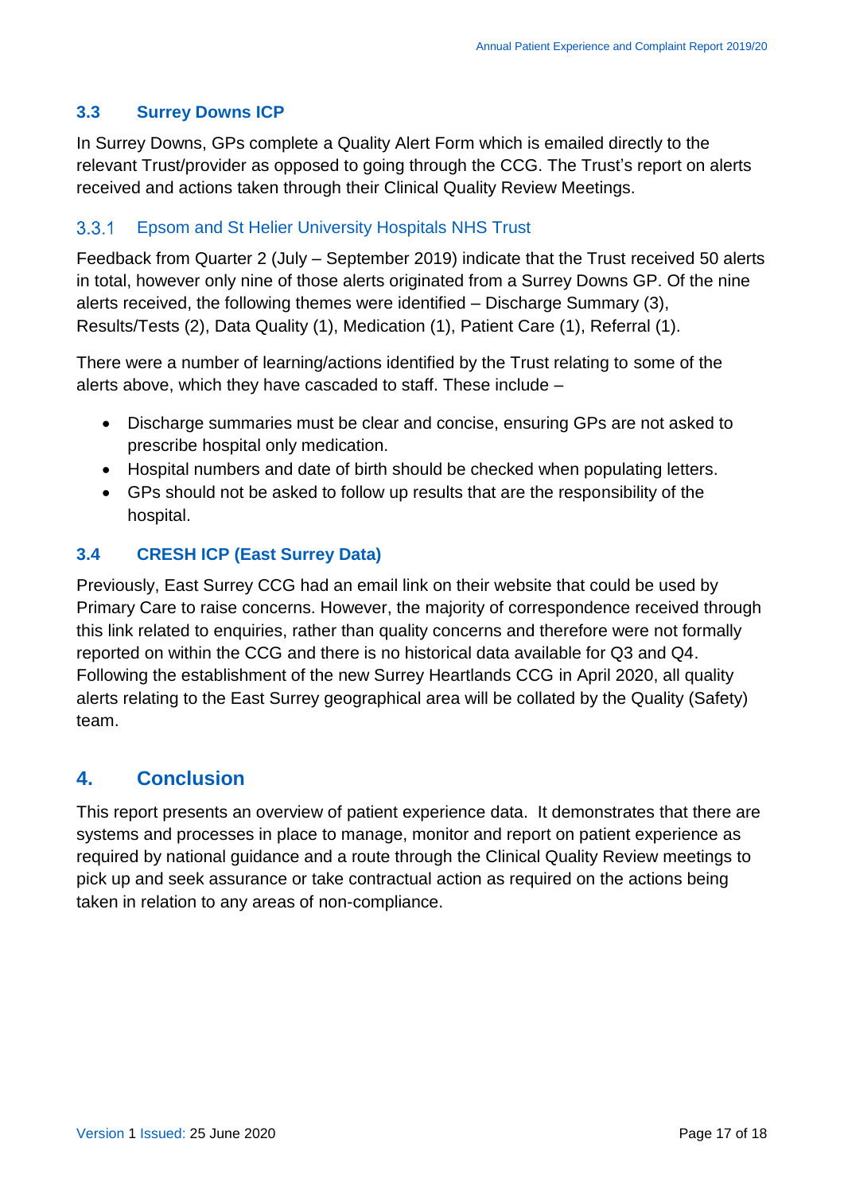### 3.3 Surrey Downs ICP

In Surrey Downs, GPs complete a Quality Alert Form which is emailed directly to the relevant Trust/provider as opposed to going through the CCG. The Trust's report on alerts received and actions taken through their Clinical Quality Review Meetings.

#### 3.3.1 Epsom and St Helier University Hospitals NHS Trust

Feedback from Quarter 2 (July – September 2019) indicate that the Trust received 50 alerts in total, however only nine of those alerts originated from a Surrey Downs GP. Of the nine alerts received, the following themes were identified – Discharge Summary (3), Results/Tests (2), Data Quality (1), Medication (1), Patient Care (1), Referral (1).

There were a number of learning/actions identified by the Trust relating to some of the alerts above, which they have cascaded to staff. These include –

- Discharge summaries must be clear and concise, ensuring GPs are not asked to prescribe hospital only medication.
- Hospital numbers and date of birth should be checked when populating letters.
- GPs should not be asked to follow up results that are the responsibility of the hospital.

### 3.4 CRESH ICP (East Surrey Data)

Previously, East Surrey CCG had an email link on their website that could be used by Primary Care to raise concerns. However, the majority of correspondence received through this link related to enquiries, rather than quality concerns and therefore were not formally reported on within the CCG and there is no historical data available for Q3 and Q4. Following the establishment of the new Surrey Heartlands CCG in April 2020, all quality alerts relating to the East Surrey geographical area will be collated by the Quality (Safety) team.

## 4. Conclusion

This report presents an overview of patient experience data. It demonstrates that there are systems and processes in place to manage, monitor and report on patient experience as required by national guidance and a route through the Clinical Quality Review meetings to pick up and seek assurance or take contractual action as required on the actions being taken in relation to any areas of non-compliance.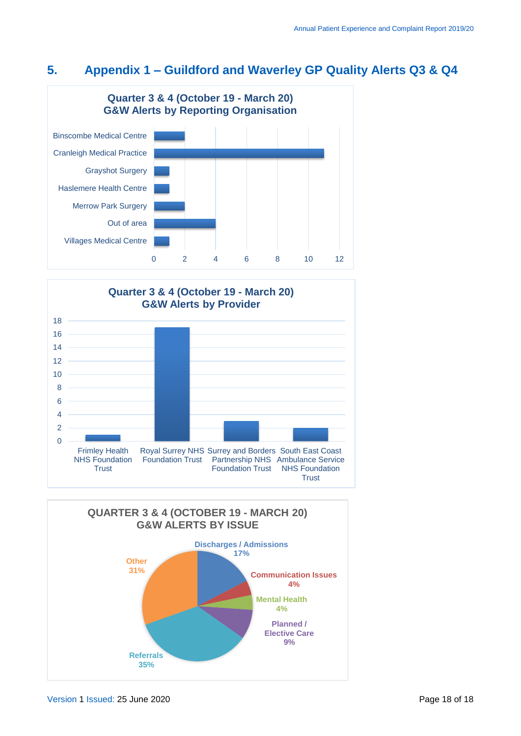# 5. Appendix 1 – Guildford and Waverley GP Quality Alerts Q3 & Q4

Quarter 3 & 4 (October 19 - March 20)
G&W Alerts by Reporting Organisation

Binscombe Medical Centre
Cranleigh Medical Practice
Grayshot Surgery
Haslemere Health Centre
Merrow Park Surgery
Out of area
Villages Medical Centre

0 2 4 6 8 10 12

Quarter 3 & 4 (October 19 - March 20)
G&W Alerts by Provider

18 16 14 12 10 8 6 4 2 0

Frimley Health NHS Foundation Trust
Royal Surrey NHS Foundation Trust
Surrey and Borders Partnership NHS Foundation Trust
South East Coast Ambulance Service NHS Foundation Trust

QUARTER 3 & 4 (OCTOBER 19 - MARCH 20)
G&W ALERTS BY ISSUE

Discharges / Admissions 17%
Communication Issues 4%
Mental Health 4%
Planned / Elective Care 9%
Referrals 35%
Other 31%

Version 1 Issued: 25 June 2020